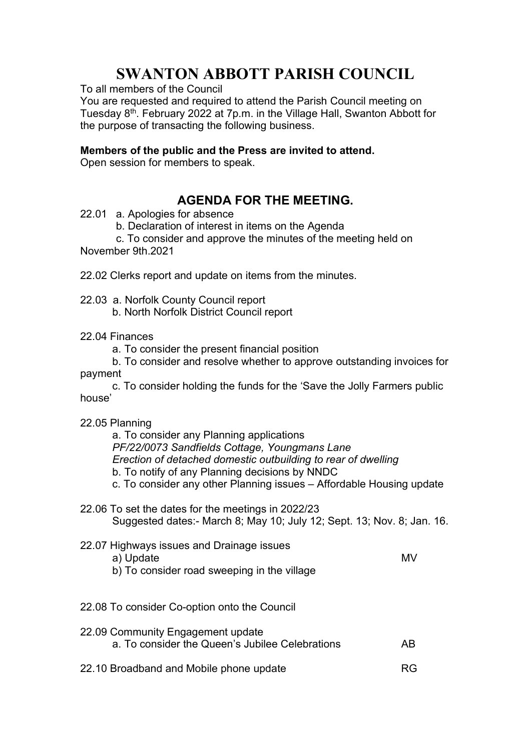# SWANTON ABBOTT PARISH COUNCIL

To all members of the Council

You are requested and required to attend the Parish Council meeting on Tuesday 8th. February 2022 at 7p.m. in the Village Hall, Swanton Abbott for the purpose of transacting the following business.

**Members of the public and the Press are invited to attend.**

Open session for members to speak.

## AGENDA FOR THE MEETING.

22.01 a. Apologies for absence

b. Declaration of interest in items on the Agenda

c. To consider and approve the minutes of the meeting held on November 9th.2021

22.02 Clerks report and update on items from the minutes.

22.03 a. Norfolk County Council report

b. North Norfolk District Council report

22.04 Finances

a. To consider the present financial position

b. To consider and resolve whether to approve outstanding invoices for payment

c. To consider holding the funds for the 'Save the Jolly Farmers public house'

22.05 Planning

a. To consider any Planning applications

*PF/22/0073 Sandfields Cottage, Youngmans Lane*

*Erection of detached domestic outbuilding to rear of dwelling*

b. To notify of any Planning decisions by NNDC

c. To consider any other Planning issues – Affordable Housing update

22.06 To set the dates for the meetings in 2022/23

Suggested dates:- March 8; May 10; July 12; Sept. 13; Nov. 8; Jan. 16.

22.07 Highways issues and Drainage issues

a) Update MV

b) To consider road sweeping in the village

22.08 To consider Co-option onto the Council

22.09 Community Engagement update

a. To consider the Queen's Jubilee Celebrations AB

22.10 Broadband and Mobile phone update RG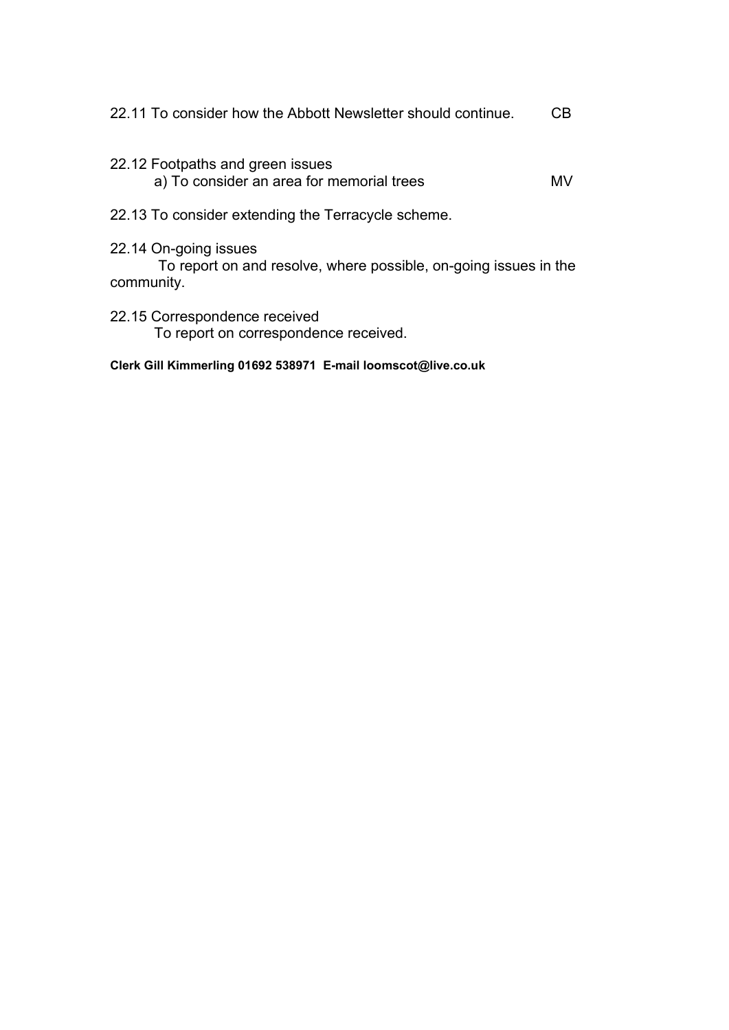22.11 To consider how the Abbott Newsletter should continue. CB

22.12 Footpaths and green issues

a) To consider an area for memorial trees MV

22.13 To consider extending the Terracycle scheme.

22.14 On-going issues

To report on and resolve, where possible, on-going issues in the community.

22.15 Correspondence received

To report on correspondence received.

**Clerk Gill Kimmerling 01692 538971 E-mail loomscot@live.co.uk**